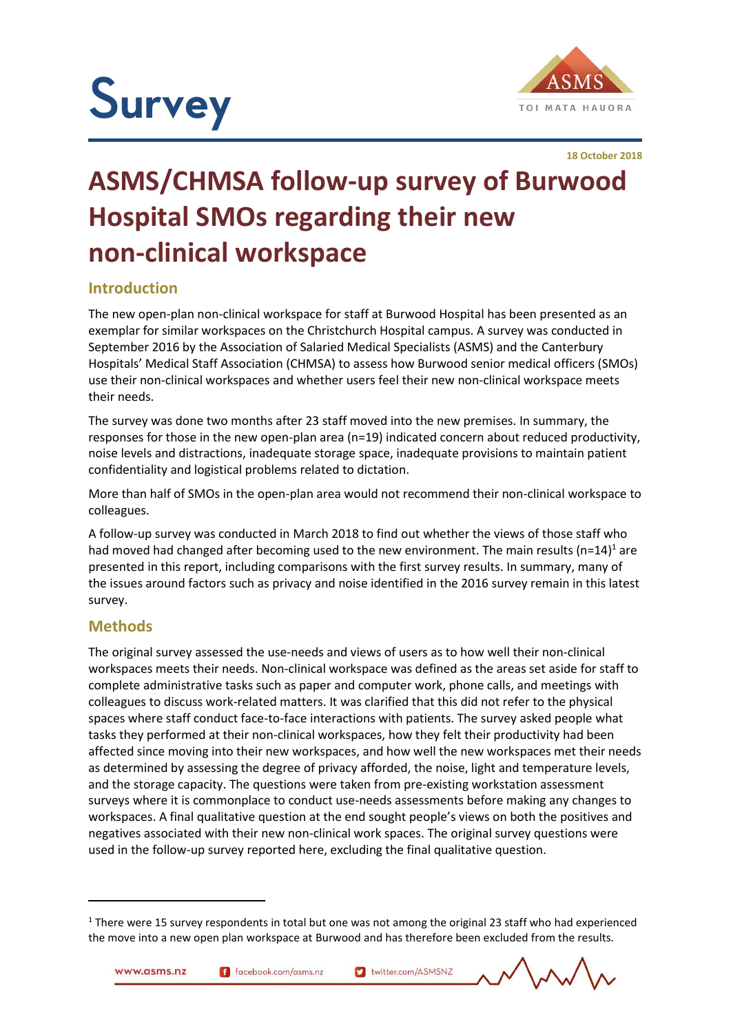Survey

18 October 2018

# ASMS/CHMSA follow-up survey of Burwood Hospital SMOs regarding their new non-clinical workspace

## Introduction

The new open-plan non-clinical workspace for staff at Burwood Hospital has been presented as an exemplar for similar workspaces on the Christchurch Hospital campus. A survey was conducted in September 2016 by the Association of Salaried Medical Specialists (ASMS) and the Canterbury Hospitals' Medical Staff Association (CHMSA) to assess how Burwood senior medical officers (SMOs) use their non-clinical workspaces and whether users feel their new non-clinical workspace meets their needs.

The survey was done two months after 23 staff moved into the new premises. In summary, the responses for those in the new open-plan area (n=19) indicated concern about reduced productivity, noise levels and distractions, inadequate storage space, inadequate provisions to maintain patient confidentiality and logistical problems related to dictation.

More than half of SMOs in the open-plan area would not recommend their non-clinical workspace to colleagues.

A follow-up survey was conducted in March 2018 to find out whether the views of those staff who had moved had changed after becoming used to the new environment. The main results (n=14)[1] are presented in this report, including comparisons with the first survey results. In summary, many of the issues around factors such as privacy and noise identified in the 2016 survey remain in this latest survey.

## Methods

The original survey assessed the use-needs and views of users as to how well their non-clinical workspaces meets their needs. Non-clinical workspace was defined as the areas set aside for staff to complete administrative tasks such as paper and computer work, phone calls, and meetings with colleagues to discuss work-related matters. It was clarified that this did not refer to the physical spaces where staff conduct face-to-face interactions with patients. The survey asked people what tasks they performed at their non-clinical workspaces, how they felt their productivity had been affected since moving into their new workspaces, and how well the new workspaces met their needs as determined by assessing the degree of privacy afforded, the noise, light and temperature levels, and the storage capacity. The questions were taken from pre-existing workstation assessment surveys where it is commonplace to conduct use-needs assessments before making any changes to workspaces. A final qualitative question at the end sought people's views on both the positives and negatives associated with their new non-clinical work spaces. The original survey questions were used in the follow-up survey reported here, excluding the final qualitative question.

[1] There were 15 survey respondents in total but one was not among the original 23 staff who had experienced the move into a new open plan workspace at Burwood and has therefore been excluded from the results.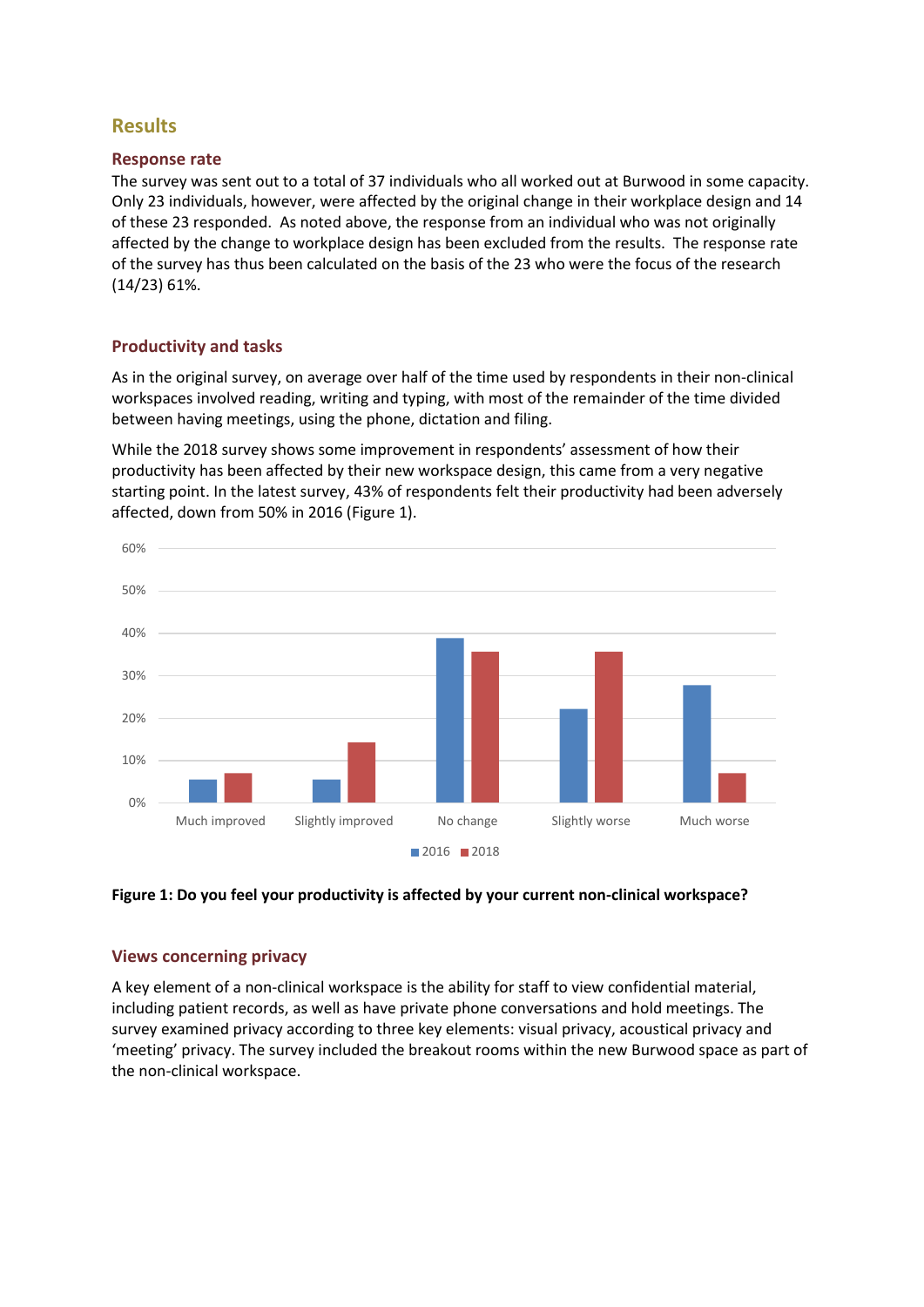## Results

### Response rate

The survey was sent out to a total of 37 individuals who all worked out at Burwood in some capacity. Only 23 individuals, however, were affected by the original change in their workplace design and 14 of these 23 responded. As noted above, the response from an individual who was not originally affected by the change to workplace design has been excluded from the results. The response rate of the survey has thus been calculated on the basis of the 23 who were the focus of the research (14/23) 61%.

### Productivity and tasks

As in the original survey, on average over half of the time used by respondents in their non-clinical workspaces involved reading, writing and typing, with most of the remainder of the time divided between having meetings, using the phone, dictation and filing.

While the 2018 survey shows some improvement in respondents' assessment of how their productivity has been affected by their new workspace design, this came from a very negative starting point. In the latest survey, 43% of respondents felt their productivity had been adversely affected, down from 50% in 2016 (Figure 1).

**Figure 1: Do you feel your productivity is affected by your current non-clinical workspace?**

### Views concerning privacy

A key element of a non-clinical workspace is the ability for staff to view confidential material, including patient records, as well as have private phone conversations and hold meetings. The survey examined privacy according to three key elements: visual privacy, acoustical privacy and 'meeting' privacy. The survey included the breakout rooms within the new Burwood space as part of the non-clinical workspace.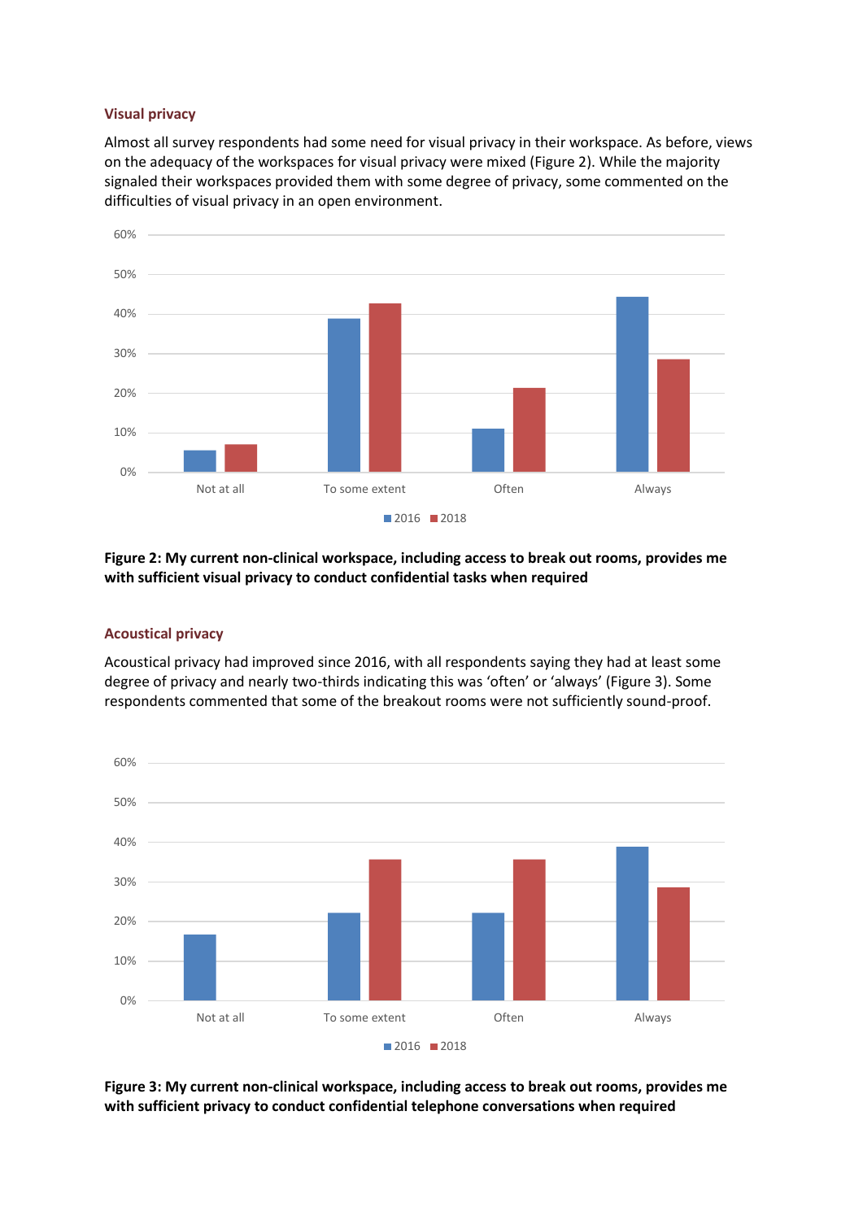### Visual privacy

Almost all survey respondents had some need for visual privacy in their workspace. As before, views on the adequacy of the workspaces for visual privacy were mixed (Figure 2). While the majority signaled their workspaces provided them with some degree of privacy, some commented on the difficulties of visual privacy in an open environment.

**Figure 2: My current non-clinical workspace, including access to break out rooms, provides me with sufficient visual privacy to conduct confidential tasks when required**

### Acoustical privacy

Acoustical privacy had improved since 2016, with all respondents saying they had at least some degree of privacy and nearly two-thirds indicating this was 'often' or 'always' (Figure 3). Some respondents commented that some of the breakout rooms were not sufficiently sound-proof.

**Figure 3: My current non-clinical workspace, including access to break out rooms, provides me with sufficient privacy to conduct confidential telephone conversations when required**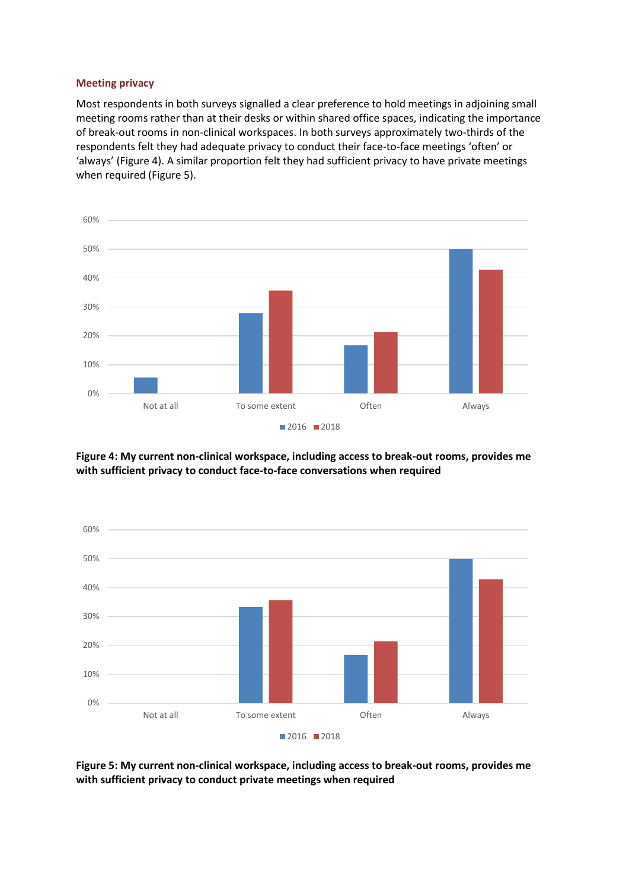### Meeting privacy

Most respondents in both surveys signalled a clear preference to hold meetings in adjoining small meeting rooms rather than at their desks or within shared office spaces, indicating the importance of break-out rooms in non-clinical workspaces. In both surveys approximately two-thirds of the respondents felt they had adequate privacy to conduct their face-to-face meetings 'often' or 'always' (Figure 4). A similar proportion felt they had sufficient privacy to have private meetings when required (Figure 5).

**Figure 4: My current non-clinical workspace, including access to break-out rooms, provides me with sufficient privacy to conduct face-to-face conversations when required**

**Figure 5: My current non-clinical workspace, including access to break-out rooms, provides me with sufficient privacy to conduct private meetings when required**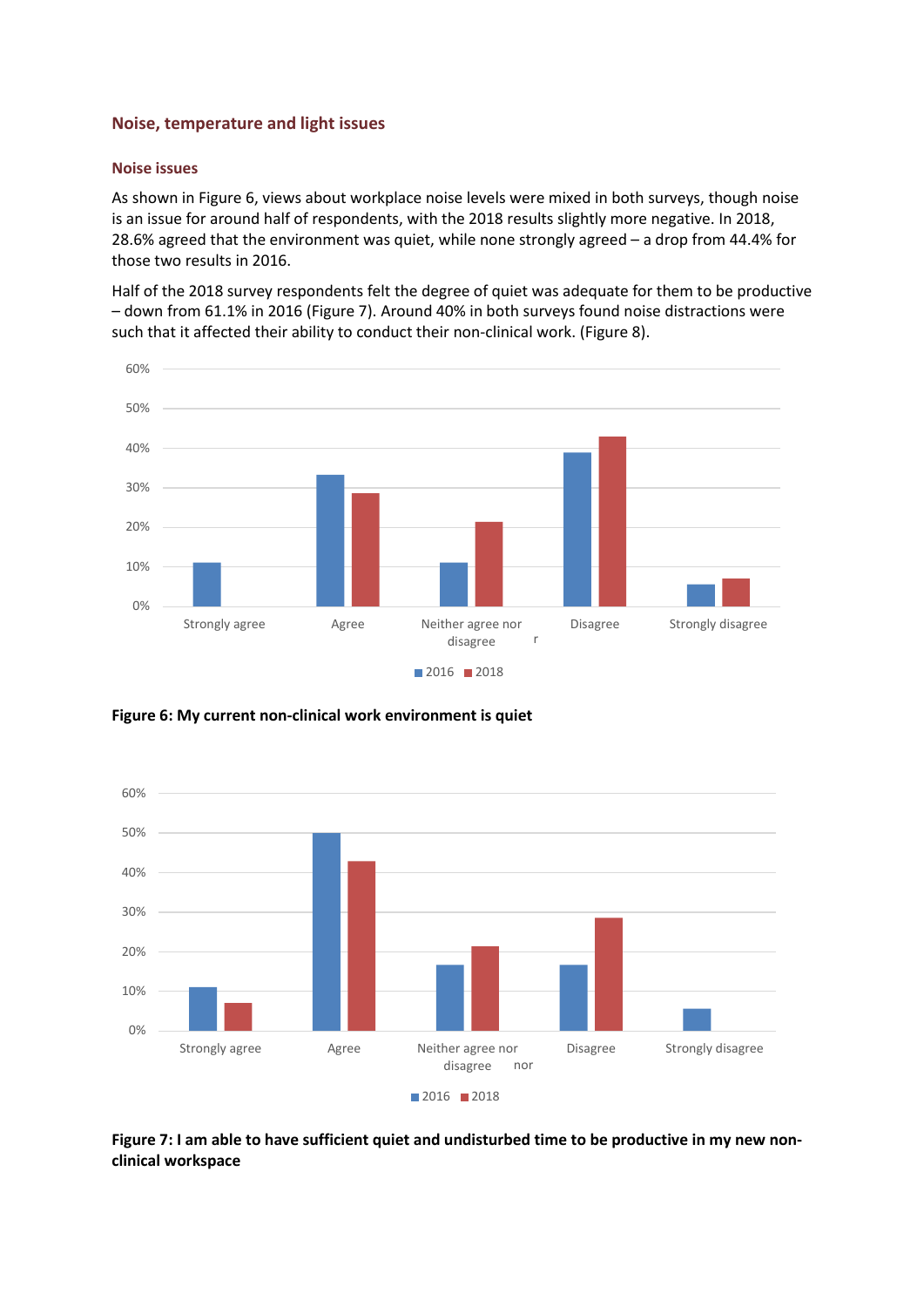## Noise, temperature and light issues

### Noise issues

As shown in Figure 6, views about workplace noise levels were mixed in both surveys, though noise is an issue for around half of respondents, with the 2018 results slightly more negative. In 2018, 28.6% agreed that the environment was quiet, while none strongly agreed – a drop from 44.4% for those two results in 2016.

Half of the 2018 survey respondents felt the degree of quiet was adequate for them to be productive – down from 61.1% in 2016 (Figure 7). Around 40% in both surveys found noise distractions were such that it affected their ability to conduct their non-clinical work. (Figure 8).

**Figure 6: My current non-clinical work environment is quiet**

**Figure 7: I am able to have sufficient quiet and undisturbed time to be productive in my new non-clinical workspace**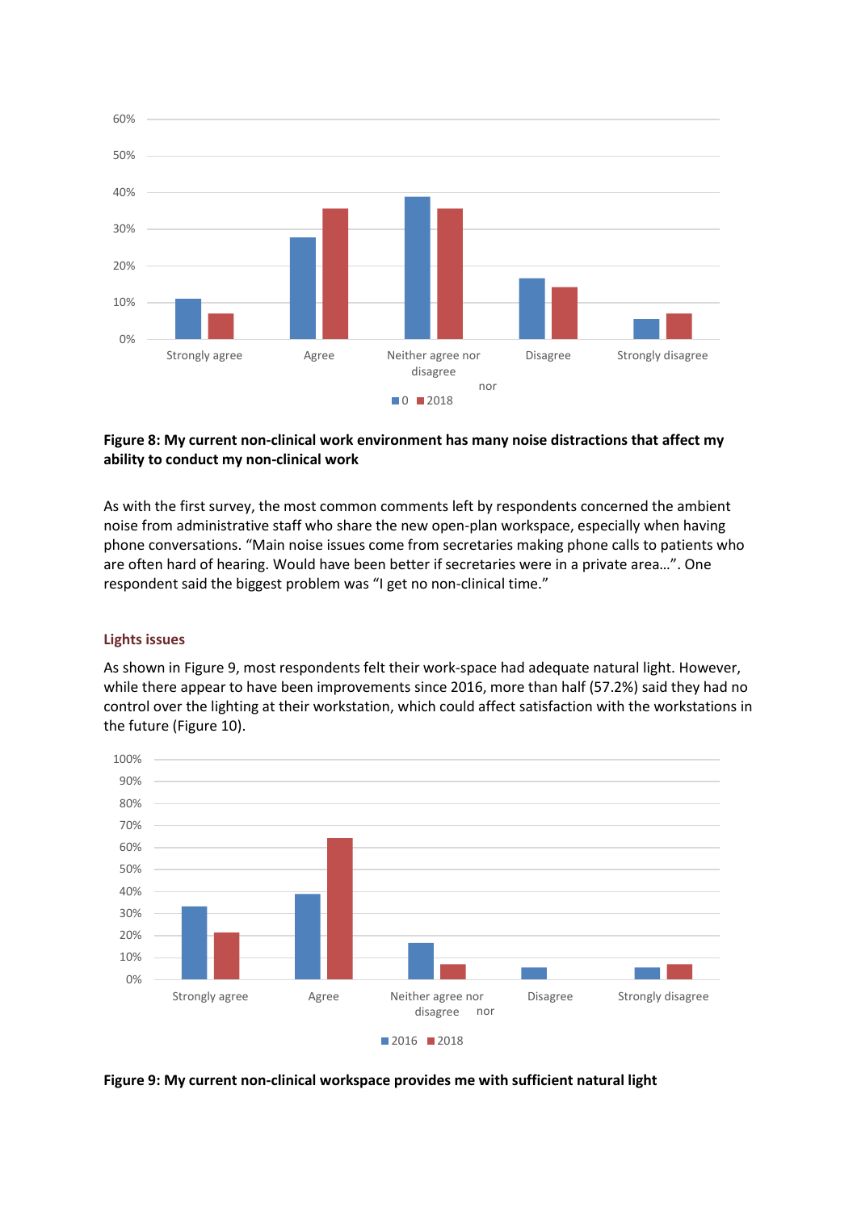**Figure 8: My current non-clinical work environment has many noise distractions that affect my ability to conduct my non-clinical work**

As with the first survey, the most common comments left by respondents concerned the ambient noise from administrative staff who share the new open-plan workspace, especially when having phone conversations. “Main noise issues come from secretaries making phone calls to patients who are often hard of hearing. Would have been better if secretaries were in a private area…”. One respondent said the biggest problem was “I get no non-clinical time.”

### Lights issues

As shown in Figure 9, most respondents felt their work-space had adequate natural light. However, while there appear to have been improvements since 2016, more than half (57.2%) said they had no control over the lighting at their workstation, which could affect satisfaction with the workstations in the future (Figure 10).

**Figure 9: My current non-clinical workspace provides me with sufficient natural light**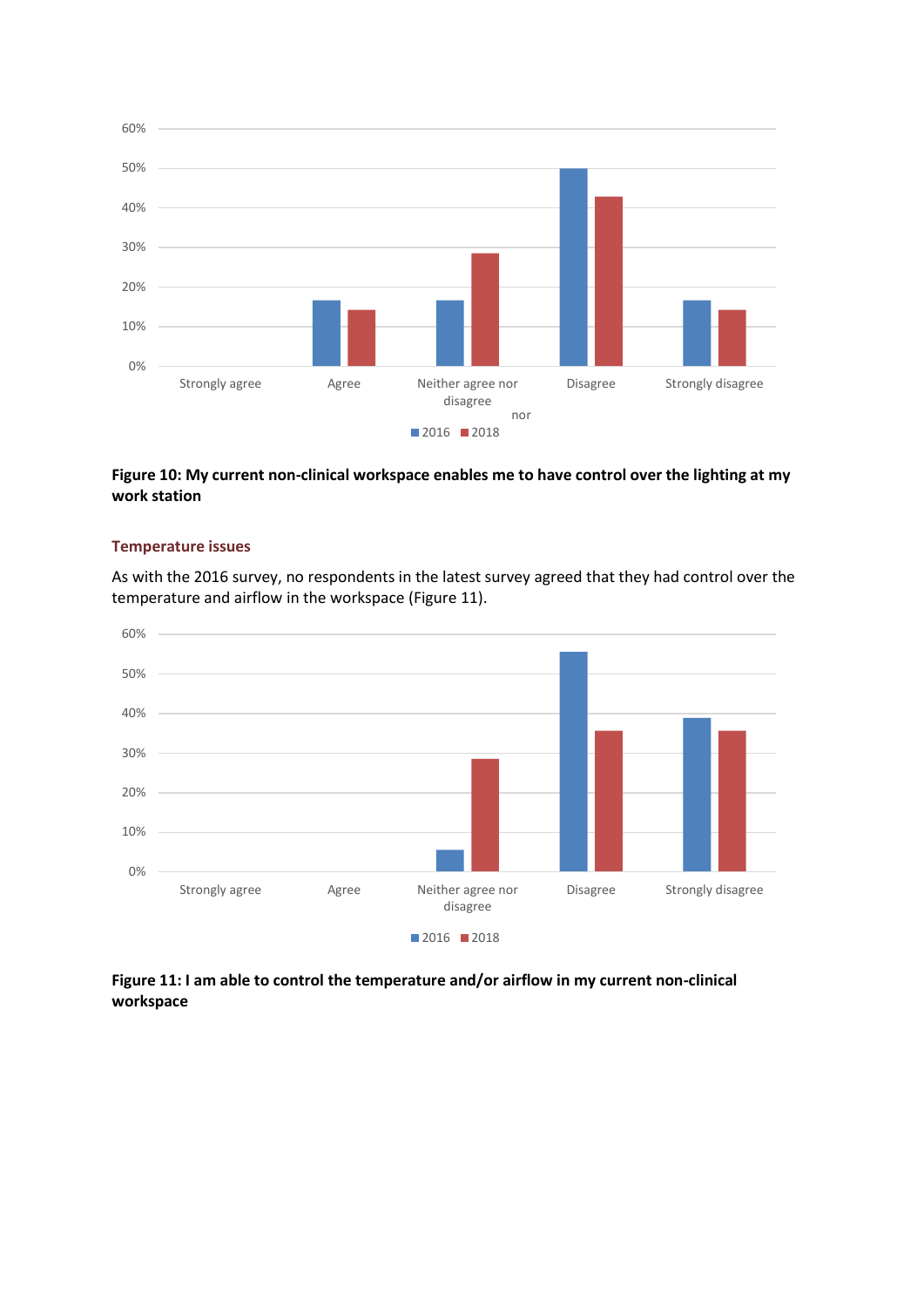**Figure 10: My current non-clinical workspace enables me to have control over the lighting at my work station**

### Temperature issues

As with the 2016 survey, no respondents in the latest survey agreed that they had control over the temperature and airflow in the workspace (Figure 11).

**Figure 11: I am able to control the temperature and/or airflow in my current non-clinical workspace**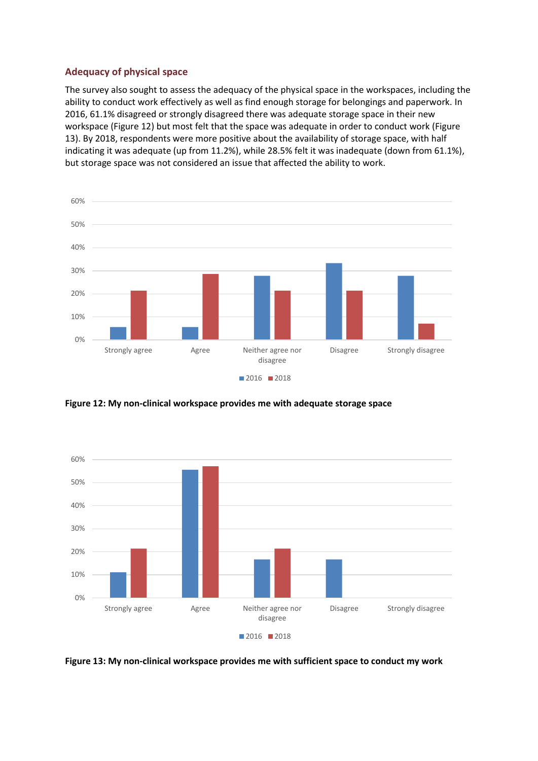### Adequacy of physical space

The survey also sought to assess the adequacy of the physical space in the workspaces, including the ability to conduct work effectively as well as find enough storage for belongings and paperwork. In 2016, 61.1% disagreed or strongly disagreed there was adequate storage space in their new workspace (Figure 12) but most felt that the space was adequate in order to conduct work (Figure 13). By 2018, respondents were more positive about the availability of storage space, with half indicating it was adequate (up from 11.2%), while 28.5% felt it was inadequate (down from 61.1%), but storage space was not considered an issue that affected the ability to work.

**Figure 12: My non-clinical workspace provides me with adequate storage space**

**Figure 13: My non-clinical workspace provides me with sufficient space to conduct my work**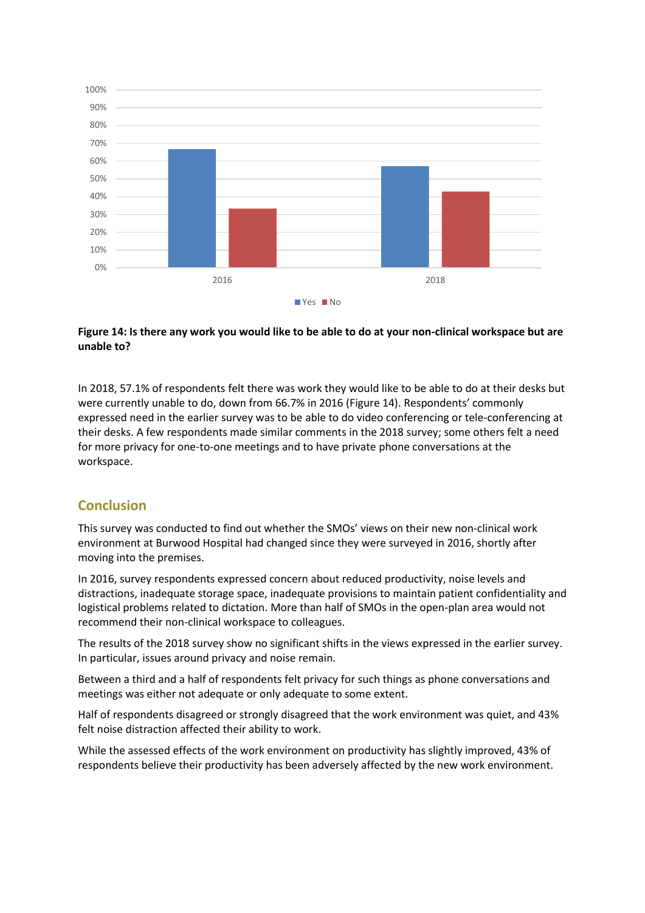**Figure 14: Is there any work you would like to be able to do at your non-clinical workspace but are unable to?**

In 2018, 57.1% of respondents felt there was work they would like to be able to do at their desks but were currently unable to do, down from 66.7% in 2016 (Figure 14). Respondents' commonly expressed need in the earlier survey was to be able to do video conferencing or tele-conferencing at their desks. A few respondents made similar comments in the 2018 survey; some others felt a need for more privacy for one-to-one meetings and to have private phone conversations at the workspace.

## Conclusion

This survey was conducted to find out whether the SMOs' views on their new non-clinical work environment at Burwood Hospital had changed since they were surveyed in 2016, shortly after moving into the premises.

In 2016, survey respondents expressed concern about reduced productivity, noise levels and distractions, inadequate storage space, inadequate provisions to maintain patient confidentiality and logistical problems related to dictation. More than half of SMOs in the open-plan area would not recommend their non-clinical workspace to colleagues.

The results of the 2018 survey show no significant shifts in the views expressed in the earlier survey. In particular, issues around privacy and noise remain.

Between a third and a half of respondents felt privacy for such things as phone conversations and meetings was either not adequate or only adequate to some extent.

Half of respondents disagreed or strongly disagreed that the work environment was quiet, and 43% felt noise distraction affected their ability to work.

While the assessed effects of the work environment on productivity has slightly improved, 43% of respondents believe their productivity has been adversely affected by the new work environment.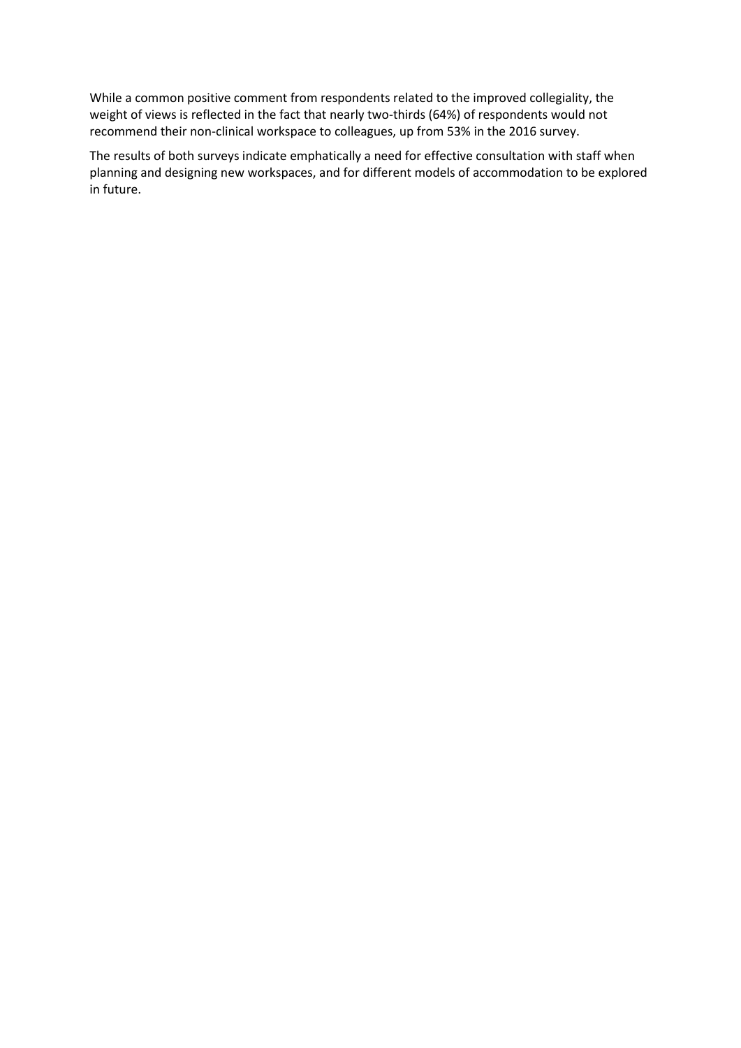While a common positive comment from respondents related to the improved collegiality, the weight of views is reflected in the fact that nearly two-thirds (64%) of respondents would not recommend their non-clinical workspace to colleagues, up from 53% in the 2016 survey.

The results of both surveys indicate emphatically a need for effective consultation with staff when planning and designing new workspaces, and for different models of accommodation to be explored in future.